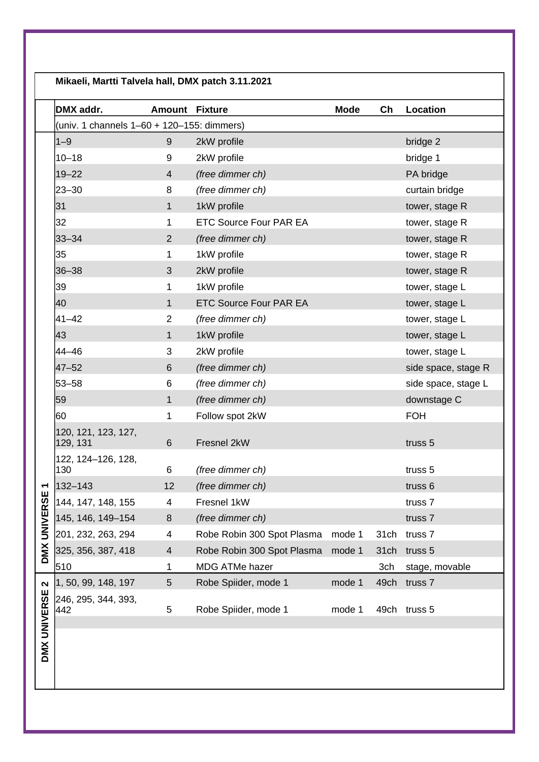**Mikaeli, Martti Talvela hall, DMX patch 3.11.2021**

| | DMX addr. | Amount | Fixture | Mode | Ch | Location |
|---|---|---|---|---|---|---|
| | (univ. 1 channels 1–60 + 120–155: dimmers) | | | | | |
| DMX UNIVERSE 1 | 1–9 | 9 | 2kW profile | | | bridge 2 |
| | 10–18 | 9 | 2kW profile | | | bridge 1 |
| | 19–22 | 4 | *(free dimmer ch)* | | | PA bridge |
| | 23–30 | 8 | *(free dimmer ch)* | | | curtain bridge |
| | 31 | 1 | 1kW profile | | | tower, stage R |
| | 32 | 1 | ETC Source Four PAR EA | | | tower, stage R |
| | 33–34 | 2 | *(free dimmer ch)* | | | tower, stage R |
| | 35 | 1 | 1kW profile | | | tower, stage R |
| | 36–38 | 3 | 2kW profile | | | tower, stage R |
| | 39 | 1 | 1kW profile | | | tower, stage L |
| | 40 | 1 | ETC Source Four PAR EA | | | tower, stage L |
| | 41–42 | 2 | *(free dimmer ch)* | | | tower, stage L |
| | 43 | 1 | 1kW profile | | | tower, stage L |
| | 44–46 | 3 | 2kW profile | | | tower, stage L |
| | 47–52 | 6 | *(free dimmer ch)* | | | side space, stage R |
| | 53–58 | 6 | *(free dimmer ch)* | | | side space, stage L |
| | 59 | 1 | *(free dimmer ch)* | | | downstage C |
| | 60 | 1 | Follow spot 2kW | | | FOH |
| | 120, 121, 123, 127, 129, 131 | 6 | Fresnel 2kW | | | truss 5 |
| | 122, 124–126, 128, 130 | 6 | *(free dimmer ch)* | | | truss 5 |
| | 132–143 | 12 | *(free dimmer ch)* | | | truss 6 |
| | 144, 147, 148, 155 | 4 | Fresnel 1kW | | | truss 7 |
| | 145, 146, 149–154 | 8 | *(free dimmer ch)* | | | truss 7 |
| | 201, 232, 263, 294 | 4 | Robe Robin 300 Spot Plasma | mode 1 | 31ch | truss 7 |
| | 325, 356, 387, 418 | 4 | Robe Robin 300 Spot Plasma | mode 1 | 31ch | truss 5 |
| | 510 | 1 | MDG ATMe hazer | | 3ch | stage, movable |
| DMX UNIVERSE 2 | 1, 50, 99, 148, 197 | 5 | Robe Spiider, mode 1 | mode 1 | 49ch | truss 7 |
| | 246, 295, 344, 393, 442 | 5 | Robe Spiider, mode 1 | mode 1 | 49ch | truss 5 |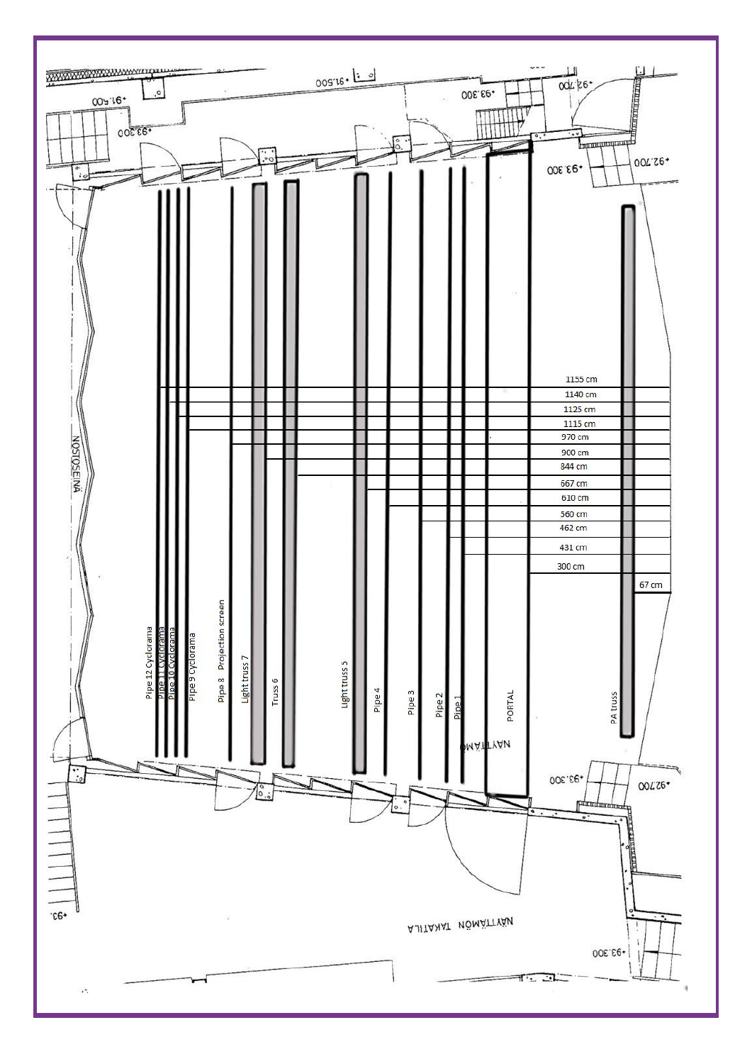+91.500

+91.500

+93.300

+93.300

+92.700

+93.300

+92.700

NOSTOSEINÄ

1155 cm

1140 cm

1125 cm

1115 cm

970 cm

900 cm

844 cm

667 cm

610 cm

560 cm

462 cm

431 cm

300 cm

67 cm

Pipe 12 Cyclorama

Pipe 11 Cyclorama

Pipe 10 Cyclorama

Pipe 9 Cyclorama

Pipe 8 Projection screen

Light truss 7

Truss 6

Light truss 5

Pipe 4

Pipe 3

Pipe 2

Pipe 1

PORTAL

PA truss

NÄYTTÄMÖ

+93.300

+92.700

NÄYTTÄMÖN TAKATILA

+93.300

+93.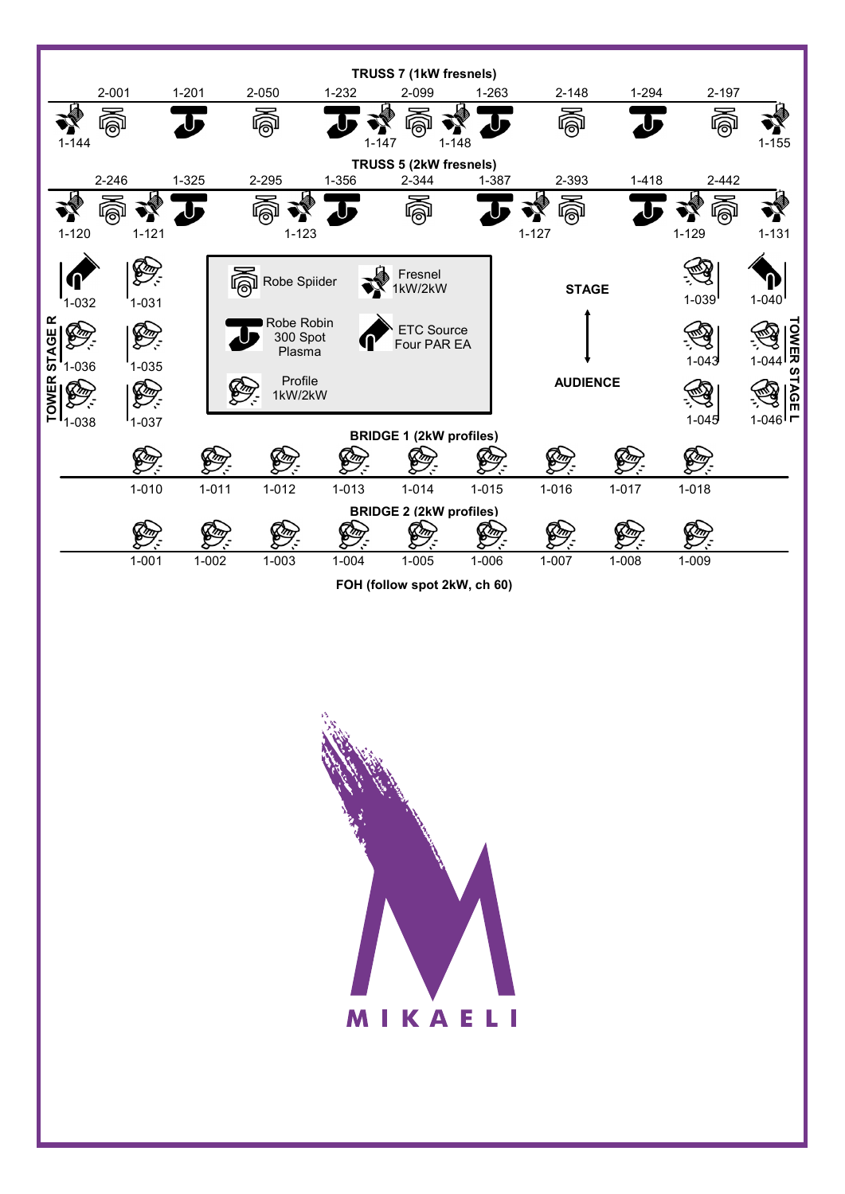TRUSS 7 (1kW fresnels)

2-001 1-201 2-050 1-232 2-099 1-263 2-148 1-294 2-197

1-144 1-147 1-148 1-155

TRUSS 5 (2kW fresnels)

2-246 1-325 2-295 1-356 2-344 1-387 2-393 1-418 2-442

1-120 1-121 1-123 1-127 1-129 1-131

TOWER STAGE R

1-032 1-031

1-036 1-035

1-038 1-037

Robe Spiider

Fresnel 1kW/2kW

Robe Robin 300 Spot Plasma

ETC Source Four PAR EA

Profile 1kW/2kW

STAGE

AUDIENCE

TOWER STAGE L

1-039 1-040

1-043 1-044

1-045 1-046

BRIDGE 1 (2kW profiles)

1-010 1-011 1-012 1-013 1-014 1-015 1-016 1-017 1-018

BRIDGE 2 (2kW profiles)

1-001 1-002 1-003 1-004 1-005 1-006 1-007 1-008 1-009

FOH (follow spot 2kW, ch 60)

MIKAELI